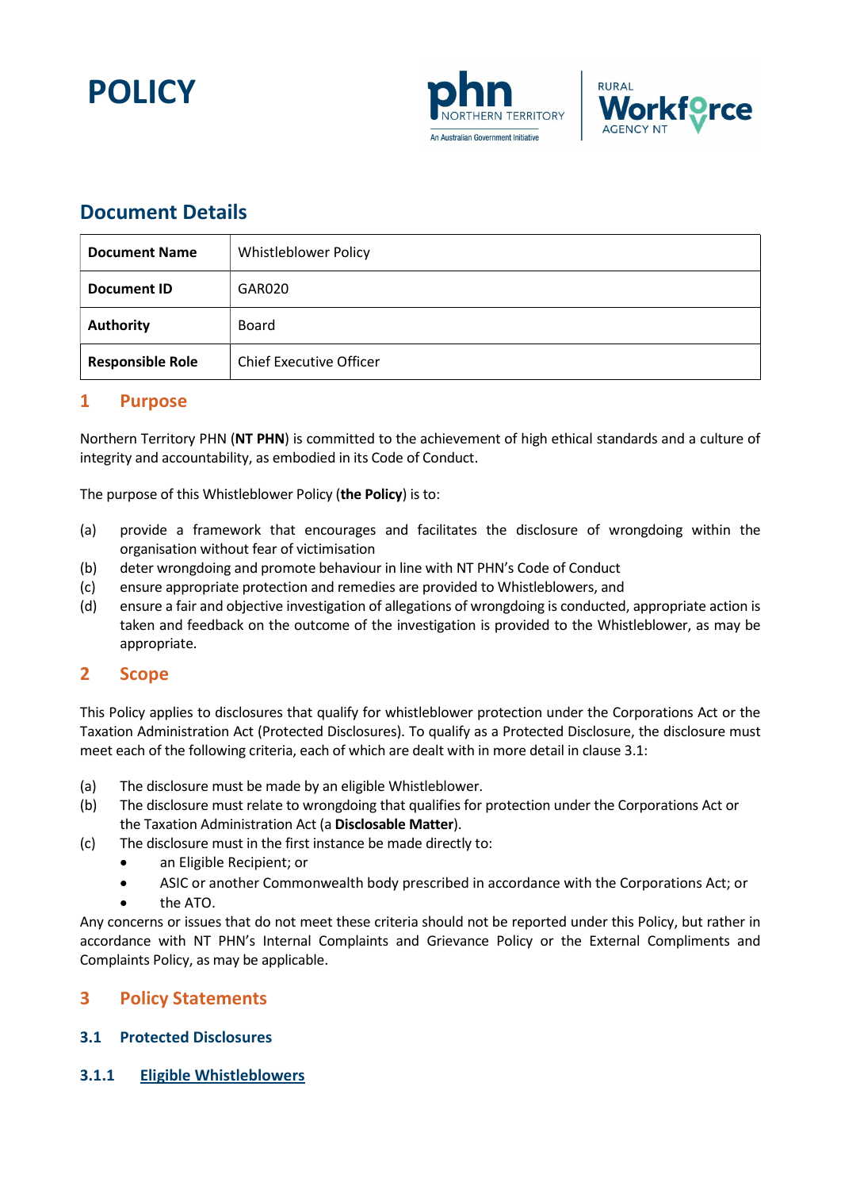# POLICY

## Document Details

| Document Name | Whistleblower Policy |
| --- | --- |
| **Document ID** | GAR020 |
| **Authority** | Board |
| **Responsible Role** | Chief Executive Officer |

## 1 Purpose

Northern Territory PHN (**NT PHN**) is committed to the achievement of high ethical standards and a culture of integrity and accountability, as embodied in its Code of Conduct.

The purpose of this Whistleblower Policy (**the Policy**) is to:

(a) provide a framework that encourages and facilitates the disclosure of wrongdoing within the organisation without fear of victimisation
(b) deter wrongdoing and promote behaviour in line with NT PHN's Code of Conduct
(c) ensure appropriate protection and remedies are provided to Whistleblowers, and
(d) ensure a fair and objective investigation of allegations of wrongdoing is conducted, appropriate action is taken and feedback on the outcome of the investigation is provided to the Whistleblower, as may be appropriate.

## 2 Scope

This Policy applies to disclosures that qualify for whistleblower protection under the Corporations Act or the Taxation Administration Act (Protected Disclosures). To qualify as a Protected Disclosure, the disclosure must meet each of the following criteria, each of which are dealt with in more detail in clause 3.1:

(a) The disclosure must be made by an eligible Whistleblower.
(b) The disclosure must relate to wrongdoing that qualifies for protection under the Corporations Act or the Taxation Administration Act (a **Disclosable Matter**).
(c) The disclosure must in the first instance be made directly to:
- an Eligible Recipient; or
- ASIC or another Commonwealth body prescribed in accordance with the Corporations Act; or
- the ATO.

Any concerns or issues that do not meet these criteria should not be reported under this Policy, but rather in accordance with NT PHN's Internal Complaints and Grievance Policy or the External Compliments and Complaints Policy, as may be applicable.

## 3 Policy Statements

### 3.1 Protected Disclosures

#### 3.1.1 Eligible Whistleblowers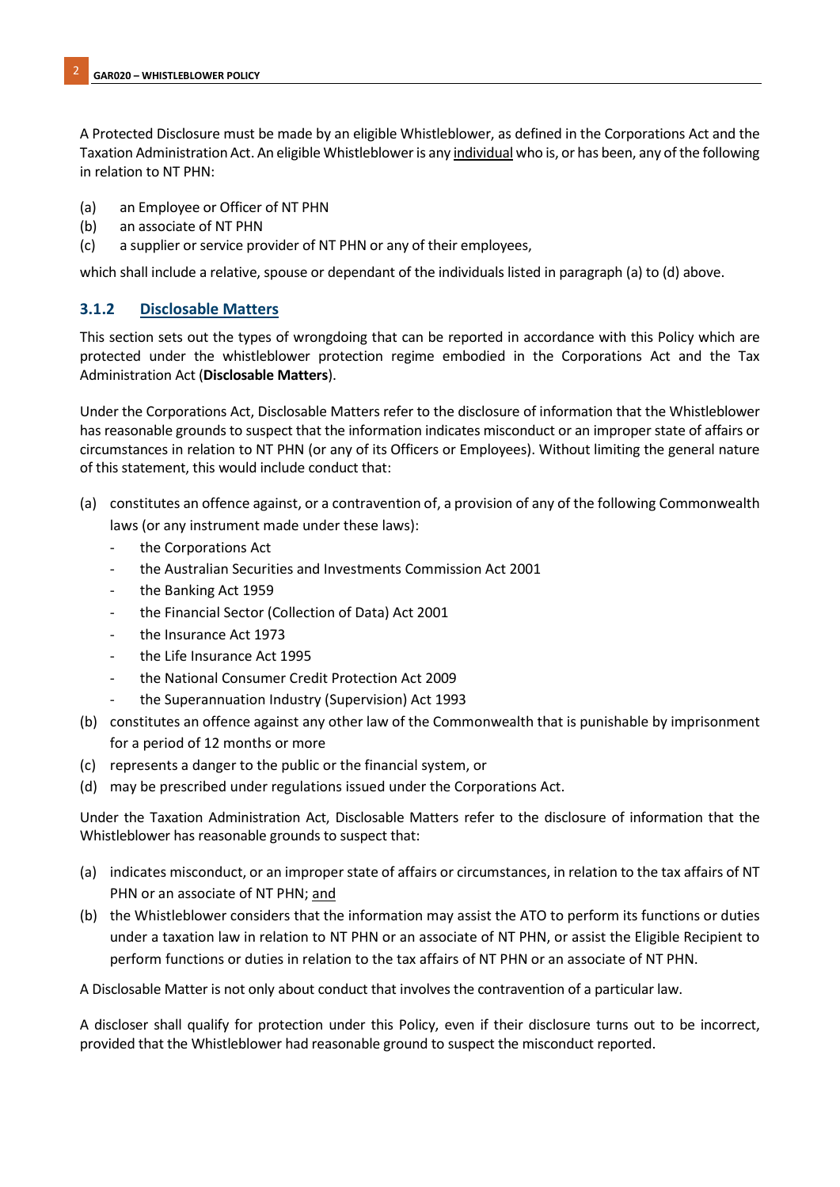A Protected Disclosure must be made by an eligible Whistleblower, as defined in the Corporations Act and the Taxation Administration Act. An eligible Whistleblower is any individual who is, or has been, any of the following in relation to NT PHN:

(a) an Employee or Officer of NT PHN
(b) an associate of NT PHN
(c) a supplier or service provider of NT PHN or any of their employees,

which shall include a relative, spouse or dependant of the individuals listed in paragraph (a) to (d) above.

### 3.1.2 Disclosable Matters

This section sets out the types of wrongdoing that can be reported in accordance with this Policy which are protected under the whistleblower protection regime embodied in the Corporations Act and the Tax Administration Act (**Disclosable Matters**).

Under the Corporations Act, Disclosable Matters refer to the disclosure of information that the Whistleblower has reasonable grounds to suspect that the information indicates misconduct or an improper state of affairs or circumstances in relation to NT PHN (or any of its Officers or Employees). Without limiting the general nature of this statement, this would include conduct that:

(a) constitutes an offence against, or a contravention of, a provision of any of the following Commonwealth laws (or any instrument made under these laws):
  - the Corporations Act
  - the Australian Securities and Investments Commission Act 2001
  - the Banking Act 1959
  - the Financial Sector (Collection of Data) Act 2001
  - the Insurance Act 1973
  - the Life Insurance Act 1995
  - the National Consumer Credit Protection Act 2009
  - the Superannuation Industry (Supervision) Act 1993

(b) constitutes an offence against any other law of the Commonwealth that is punishable by imprisonment for a period of 12 months or more
(c) represents a danger to the public or the financial system, or
(d) may be prescribed under regulations issued under the Corporations Act.

Under the Taxation Administration Act, Disclosable Matters refer to the disclosure of information that the Whistleblower has reasonable grounds to suspect that:

(a) indicates misconduct, or an improper state of affairs or circumstances, in relation to the tax affairs of NT PHN or an associate of NT PHN; and
(b) the Whistleblower considers that the information may assist the ATO to perform its functions or duties under a taxation law in relation to NT PHN or an associate of NT PHN, or assist the Eligible Recipient to perform functions or duties in relation to the tax affairs of NT PHN or an associate of NT PHN.

A Disclosable Matter is not only about conduct that involves the contravention of a particular law.

A discloser shall qualify for protection under this Policy, even if their disclosure turns out to be incorrect, provided that the Whistleblower had reasonable ground to suspect the misconduct reported.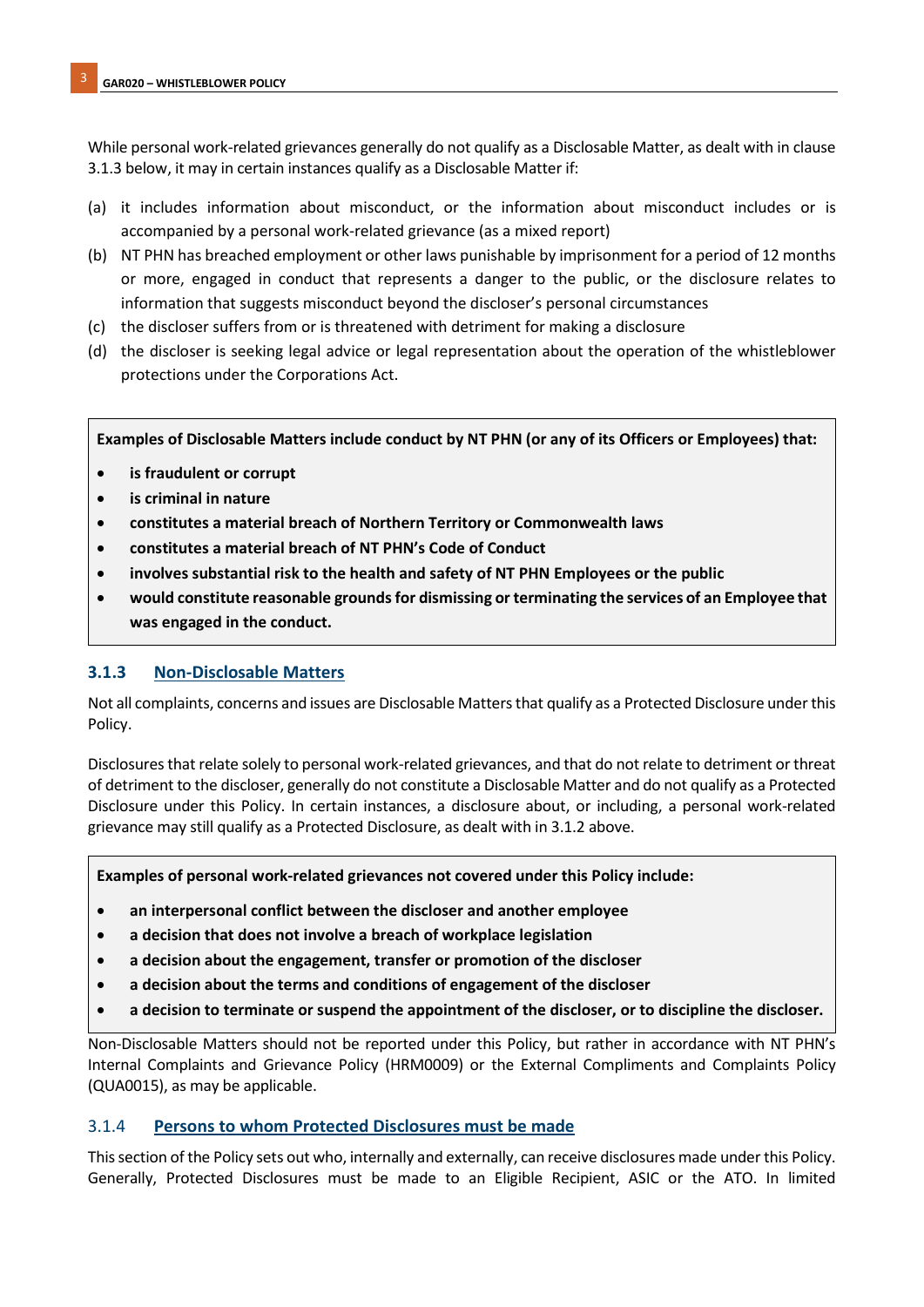While personal work-related grievances generally do not qualify as a Disclosable Matter, as dealt with in clause 3.1.3 below, it may in certain instances qualify as a Disclosable Matter if:

(a) it includes information about misconduct, or the information about misconduct includes or is accompanied by a personal work-related grievance (as a mixed report)
(b) NT PHN has breached employment or other laws punishable by imprisonment for a period of 12 months or more, engaged in conduct that represents a danger to the public, or the disclosure relates to information that suggests misconduct beyond the discloser's personal circumstances
(c) the discloser suffers from or is threatened with detriment for making a disclosure
(d) the discloser is seeking legal advice or legal representation about the operation of the whistleblower protections under the Corporations Act.

**Examples of Disclosable Matters include conduct by NT PHN (or any of its Officers or Employees) that:**

- **is fraudulent or corrupt**
- **is criminal in nature**
- **constitutes a material breach of Northern Territory or Commonwealth laws**
- **constitutes a material breach of NT PHN's Code of Conduct**
- **involves substantial risk to the health and safety of NT PHN Employees or the public**
- **would constitute reasonable grounds for dismissing or terminating the services of an Employee that was engaged in the conduct.**

### 3.1.3 Non-Disclosable Matters

Not all complaints, concerns and issues are Disclosable Matters that qualify as a Protected Disclosure under this Policy.

Disclosures that relate solely to personal work-related grievances, and that do not relate to detriment or threat of detriment to the discloser, generally do not constitute a Disclosable Matter and do not qualify as a Protected Disclosure under this Policy. In certain instances, a disclosure about, or including, a personal work-related grievance may still qualify as a Protected Disclosure, as dealt with in 3.1.2 above.

**Examples of personal work-related grievances not covered under this Policy include:**

- **an interpersonal conflict between the discloser and another employee**
- **a decision that does not involve a breach of workplace legislation**
- **a decision about the engagement, transfer or promotion of the discloser**
- **a decision about the terms and conditions of engagement of the discloser**
- **a decision to terminate or suspend the appointment of the discloser, or to discipline the discloser.**

Non-Disclosable Matters should not be reported under this Policy, but rather in accordance with NT PHN's Internal Complaints and Grievance Policy (HRM0009) or the External Compliments and Complaints Policy (QUA0015), as may be applicable.

### 3.1.4 Persons to whom Protected Disclosures must be made

This section of the Policy sets out who, internally and externally, can receive disclosures made under this Policy. Generally, Protected Disclosures must be made to an Eligible Recipient, ASIC or the ATO. In limited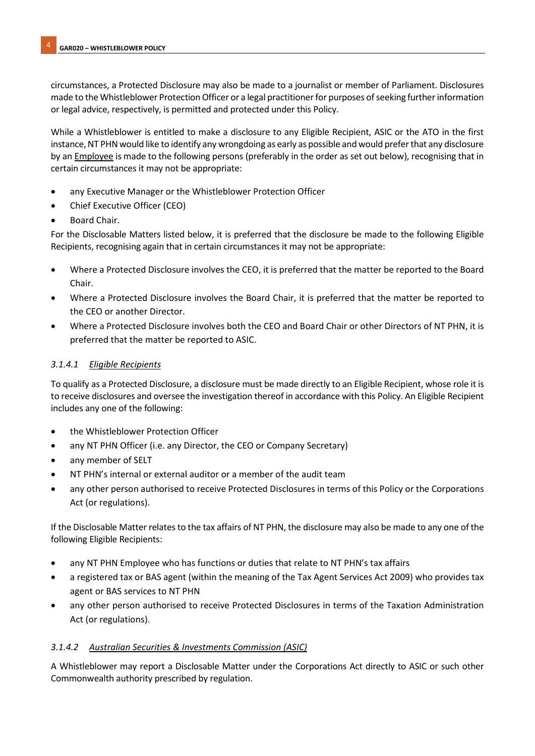circumstances, a Protected Disclosure may also be made to a journalist or member of Parliament. Disclosures made to the Whistleblower Protection Officer or a legal practitioner for purposes of seeking further information or legal advice, respectively, is permitted and protected under this Policy.

While a Whistleblower is entitled to make a disclosure to any Eligible Recipient, ASIC or the ATO in the first instance, NT PHN would like to identify any wrongdoing as early as possible and would prefer that any disclosure by an Employee is made to the following persons (preferably in the order as set out below), recognising that in certain circumstances it may not be appropriate:

- any Executive Manager or the Whistleblower Protection Officer
- Chief Executive Officer (CEO)
- Board Chair.

For the Disclosable Matters listed below, it is preferred that the disclosure be made to the following Eligible Recipients, recognising again that in certain circumstances it may not be appropriate:

- Where a Protected Disclosure involves the CEO, it is preferred that the matter be reported to the Board Chair.
- Where a Protected Disclosure involves the Board Chair, it is preferred that the matter be reported to the CEO or another Director.
- Where a Protected Disclosure involves both the CEO and Board Chair or other Directors of NT PHN, it is preferred that the matter be reported to ASIC.

#### *3.1.4.1 Eligible Recipients*

To qualify as a Protected Disclosure, a disclosure must be made directly to an Eligible Recipient, whose role it is to receive disclosures and oversee the investigation thereof in accordance with this Policy. An Eligible Recipient includes any one of the following:

- the Whistleblower Protection Officer
- any NT PHN Officer (i.e. any Director, the CEO or Company Secretary)
- any member of SELT
- NT PHN's internal or external auditor or a member of the audit team
- any other person authorised to receive Protected Disclosures in terms of this Policy or the Corporations Act (or regulations).

If the Disclosable Matter relates to the tax affairs of NT PHN, the disclosure may also be made to any one of the following Eligible Recipients:

- any NT PHN Employee who has functions or duties that relate to NT PHN's tax affairs
- a registered tax or BAS agent (within the meaning of the Tax Agent Services Act 2009) who provides tax agent or BAS services to NT PHN
- any other person authorised to receive Protected Disclosures in terms of the Taxation Administration Act (or regulations).

#### *3.1.4.2 Australian Securities & Investments Commission (ASIC)*

A Whistleblower may report a Disclosable Matter under the Corporations Act directly to ASIC or such other Commonwealth authority prescribed by regulation.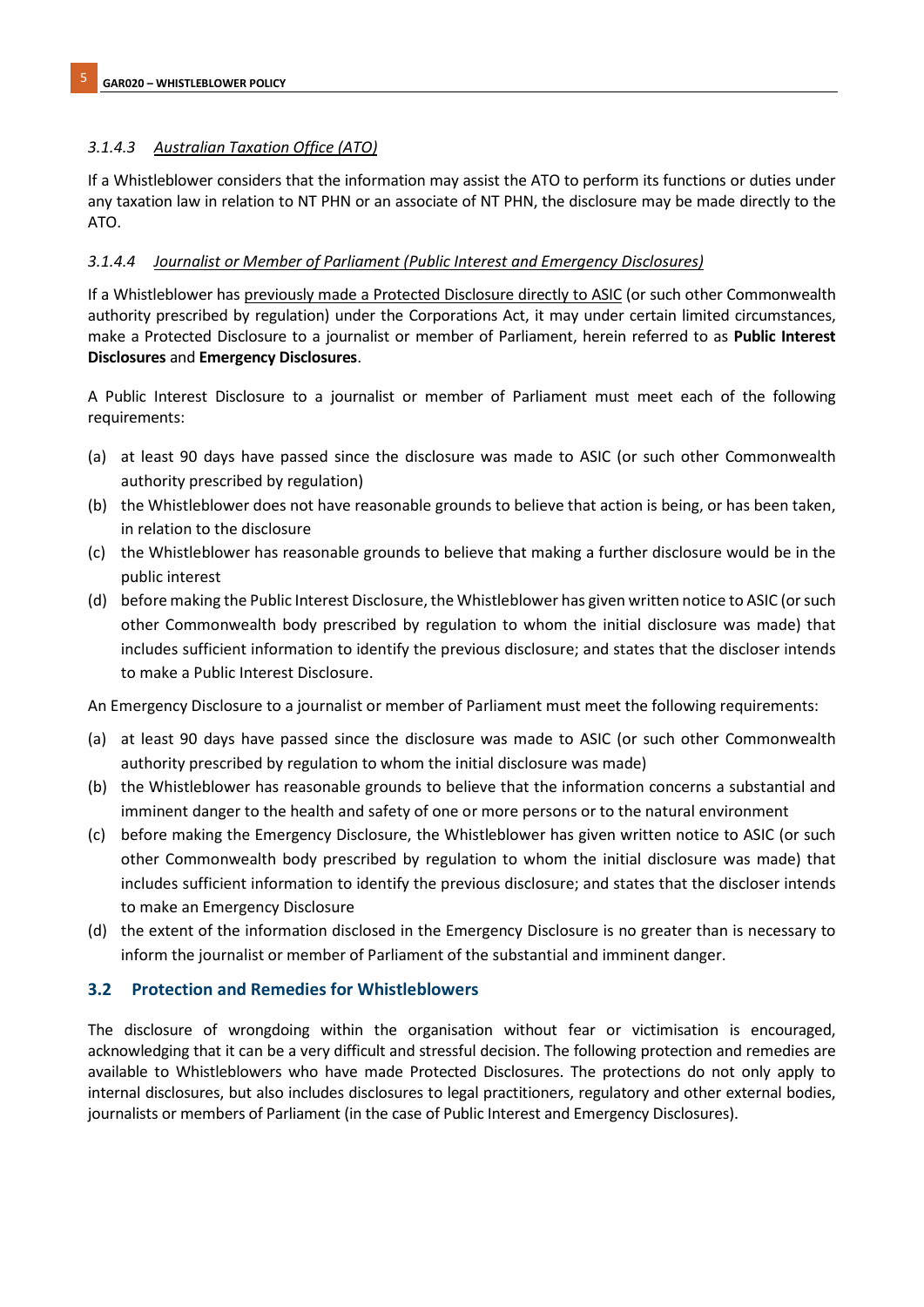#### *3.1.4.3 Australian Taxation Office (ATO)*

If a Whistleblower considers that the information may assist the ATO to perform its functions or duties under any taxation law in relation to NT PHN or an associate of NT PHN, the disclosure may be made directly to the ATO.

#### *3.1.4.4 Journalist or Member of Parliament (Public Interest and Emergency Disclosures)*

If a Whistleblower has previously made a Protected Disclosure directly to ASIC (or such other Commonwealth authority prescribed by regulation) under the Corporations Act, it may under certain limited circumstances, make a Protected Disclosure to a journalist or member of Parliament, herein referred to as **Public Interest Disclosures** and **Emergency Disclosures**.

A Public Interest Disclosure to a journalist or member of Parliament must meet each of the following requirements:

(a) at least 90 days have passed since the disclosure was made to ASIC (or such other Commonwealth authority prescribed by regulation)

(b) the Whistleblower does not have reasonable grounds to believe that action is being, or has been taken, in relation to the disclosure

(c) the Whistleblower has reasonable grounds to believe that making a further disclosure would be in the public interest

(d) before making the Public Interest Disclosure, the Whistleblower has given written notice to ASIC (or such other Commonwealth body prescribed by regulation to whom the initial disclosure was made) that includes sufficient information to identify the previous disclosure; and states that the discloser intends to make a Public Interest Disclosure.

An Emergency Disclosure to a journalist or member of Parliament must meet the following requirements:

(a) at least 90 days have passed since the disclosure was made to ASIC (or such other Commonwealth authority prescribed by regulation to whom the initial disclosure was made)

(b) the Whistleblower has reasonable grounds to believe that the information concerns a substantial and imminent danger to the health and safety of one or more persons or to the natural environment

(c) before making the Emergency Disclosure, the Whistleblower has given written notice to ASIC (or such other Commonwealth body prescribed by regulation to whom the initial disclosure was made) that includes sufficient information to identify the previous disclosure; and states that the discloser intends to make an Emergency Disclosure

(d) the extent of the information disclosed in the Emergency Disclosure is no greater than is necessary to inform the journalist or member of Parliament of the substantial and imminent danger.

### 3.2 Protection and Remedies for Whistleblowers

The disclosure of wrongdoing within the organisation without fear or victimisation is encouraged, acknowledging that it can be a very difficult and stressful decision. The following protection and remedies are available to Whistleblowers who have made Protected Disclosures. The protections do not only apply to internal disclosures, but also includes disclosures to legal practitioners, regulatory and other external bodies, journalists or members of Parliament (in the case of Public Interest and Emergency Disclosures).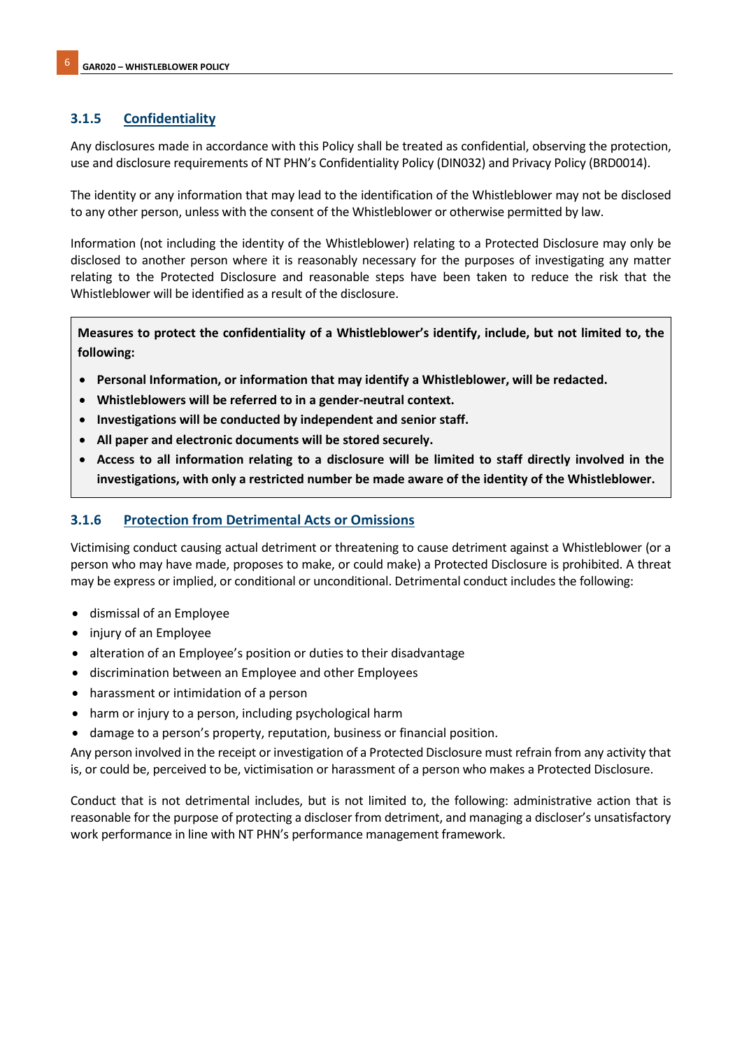### 3.1.5 Confidentiality

Any disclosures made in accordance with this Policy shall be treated as confidential, observing the protection, use and disclosure requirements of NT PHN's Confidentiality Policy (DIN032) and Privacy Policy (BRD0014).

The identity or any information that may lead to the identification of the Whistleblower may not be disclosed to any other person, unless with the consent of the Whistleblower or otherwise permitted by law.

Information (not including the identity of the Whistleblower) relating to a Protected Disclosure may only be disclosed to another person where it is reasonably necessary for the purposes of investigating any matter relating to the Protected Disclosure and reasonable steps have been taken to reduce the risk that the Whistleblower will be identified as a result of the disclosure.

**Measures to protect the confidentiality of a Whistleblower's identify, include, but not limited to, the following:**

- **Personal Information, or information that may identify a Whistleblower, will be redacted.**
- **Whistleblowers will be referred to in a gender-neutral context.**
- **Investigations will be conducted by independent and senior staff.**
- **All paper and electronic documents will be stored securely.**
- **Access to all information relating to a disclosure will be limited to staff directly involved in the investigations, with only a restricted number be made aware of the identity of the Whistleblower.**

### 3.1.6 Protection from Detrimental Acts or Omissions

Victimising conduct causing actual detriment or threatening to cause detriment against a Whistleblower (or a person who may have made, proposes to make, or could make) a Protected Disclosure is prohibited. A threat may be express or implied, or conditional or unconditional. Detrimental conduct includes the following:

- dismissal of an Employee
- injury of an Employee
- alteration of an Employee's position or duties to their disadvantage
- discrimination between an Employee and other Employees
- harassment or intimidation of a person
- harm or injury to a person, including psychological harm
- damage to a person's property, reputation, business or financial position.

Any person involved in the receipt or investigation of a Protected Disclosure must refrain from any activity that is, or could be, perceived to be, victimisation or harassment of a person who makes a Protected Disclosure.

Conduct that is not detrimental includes, but is not limited to, the following: administrative action that is reasonable for the purpose of protecting a discloser from detriment, and managing a discloser's unsatisfactory work performance in line with NT PHN's performance management framework.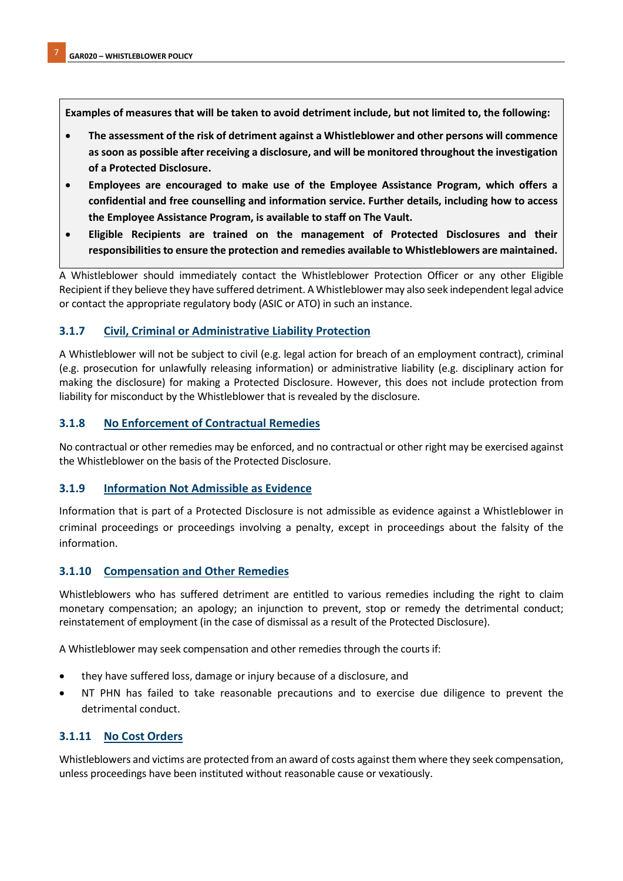**Examples of measures that will be taken to avoid detriment include, but not limited to, the following:**

- **The assessment of the risk of detriment against a Whistleblower and other persons will commence as soon as possible after receiving a disclosure, and will be monitored throughout the investigation of a Protected Disclosure.**
- **Employees are encouraged to make use of the Employee Assistance Program, which offers a confidential and free counselling and information service. Further details, including how to access the Employee Assistance Program, is available to staff on The Vault.**
- **Eligible Recipients are trained on the management of Protected Disclosures and their responsibilities to ensure the protection and remedies available to Whistleblowers are maintained.**

A Whistleblower should immediately contact the Whistleblower Protection Officer or any other Eligible Recipient if they believe they have suffered detriment. A Whistleblower may also seek independent legal advice or contact the appropriate regulatory body (ASIC or ATO) in such an instance.

### 3.1.7 Civil, Criminal or Administrative Liability Protection

A Whistleblower will not be subject to civil (e.g. legal action for breach of an employment contract), criminal (e.g. prosecution for unlawfully releasing information) or administrative liability (e.g. disciplinary action for making the disclosure) for making a Protected Disclosure. However, this does not include protection from liability for misconduct by the Whistleblower that is revealed by the disclosure.

### 3.1.8 No Enforcement of Contractual Remedies

No contractual or other remedies may be enforced, and no contractual or other right may be exercised against the Whistleblower on the basis of the Protected Disclosure.

### 3.1.9 Information Not Admissible as Evidence

Information that is part of a Protected Disclosure is not admissible as evidence against a Whistleblower in criminal proceedings or proceedings involving a penalty, except in proceedings about the falsity of the information.

### 3.1.10 Compensation and Other Remedies

Whistleblowers who has suffered detriment are entitled to various remedies including the right to claim monetary compensation; an apology; an injunction to prevent, stop or remedy the detrimental conduct; reinstatement of employment (in the case of dismissal as a result of the Protected Disclosure).

A Whistleblower may seek compensation and other remedies through the courts if:

- they have suffered loss, damage or injury because of a disclosure, and
- NT PHN has failed to take reasonable precautions and to exercise due diligence to prevent the detrimental conduct.

### 3.1.11 No Cost Orders

Whistleblowers and victims are protected from an award of costs against them where they seek compensation, unless proceedings have been instituted without reasonable cause or vexatiously.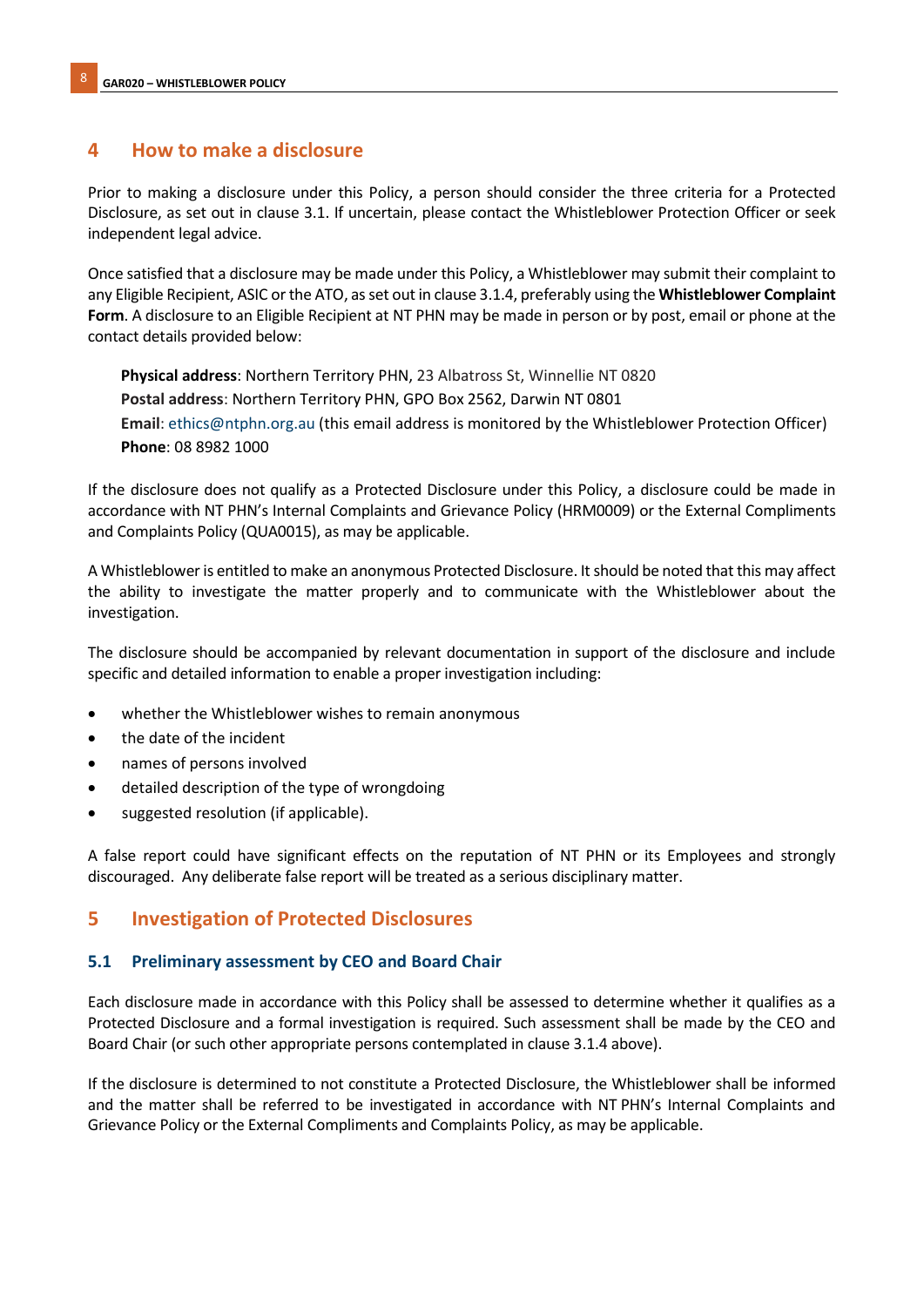## 4 How to make a disclosure

Prior to making a disclosure under this Policy, a person should consider the three criteria for a Protected Disclosure, as set out in clause 3.1. If uncertain, please contact the Whistleblower Protection Officer or seek independent legal advice.

Once satisfied that a disclosure may be made under this Policy, a Whistleblower may submit their complaint to any Eligible Recipient, ASIC or the ATO, as set out in clause 3.1.4, preferably using the **Whistleblower Complaint Form**. A disclosure to an Eligible Recipient at NT PHN may be made in person or by post, email or phone at the contact details provided below:

**Physical address**: Northern Territory PHN, 23 Albatross St, Winnellie NT 0820
**Postal address**: Northern Territory PHN, GPO Box 2562, Darwin NT 0801
**Email**: ethics@ntphn.org.au (this email address is monitored by the Whistleblower Protection Officer)
**Phone**: 08 8982 1000

If the disclosure does not qualify as a Protected Disclosure under this Policy, a disclosure could be made in accordance with NT PHN's Internal Complaints and Grievance Policy (HRM0009) or the External Compliments and Complaints Policy (QUA0015), as may be applicable.

A Whistleblower is entitled to make an anonymous Protected Disclosure. It should be noted that this may affect the ability to investigate the matter properly and to communicate with the Whistleblower about the investigation.

The disclosure should be accompanied by relevant documentation in support of the disclosure and include specific and detailed information to enable a proper investigation including:

- whether the Whistleblower wishes to remain anonymous
- the date of the incident
- names of persons involved
- detailed description of the type of wrongdoing
- suggested resolution (if applicable).

A false report could have significant effects on the reputation of NT PHN or its Employees and strongly discouraged. Any deliberate false report will be treated as a serious disciplinary matter.

## 5 Investigation of Protected Disclosures

### 5.1 Preliminary assessment by CEO and Board Chair

Each disclosure made in accordance with this Policy shall be assessed to determine whether it qualifies as a Protected Disclosure and a formal investigation is required. Such assessment shall be made by the CEO and Board Chair (or such other appropriate persons contemplated in clause 3.1.4 above).

If the disclosure is determined to not constitute a Protected Disclosure, the Whistleblower shall be informed and the matter shall be referred to be investigated in accordance with NT PHN's Internal Complaints and Grievance Policy or the External Compliments and Complaints Policy, as may be applicable.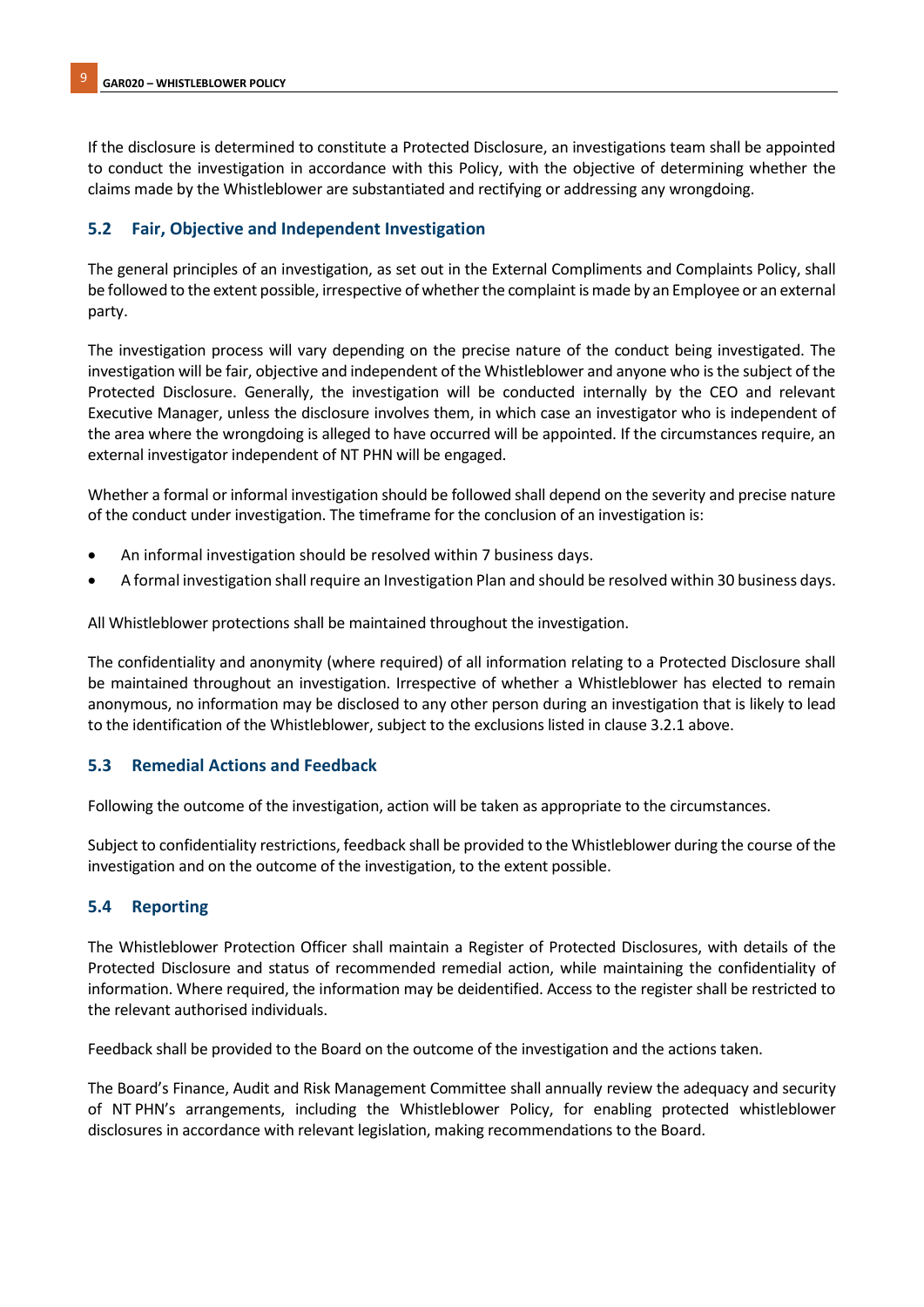If the disclosure is determined to constitute a Protected Disclosure, an investigations team shall be appointed to conduct the investigation in accordance with this Policy, with the objective of determining whether the claims made by the Whistleblower are substantiated and rectifying or addressing any wrongdoing.

### 5.2 Fair, Objective and Independent Investigation

The general principles of an investigation, as set out in the External Compliments and Complaints Policy, shall be followed to the extent possible, irrespective of whether the complaint is made by an Employee or an external party.

The investigation process will vary depending on the precise nature of the conduct being investigated. The investigation will be fair, objective and independent of the Whistleblower and anyone who is the subject of the Protected Disclosure. Generally, the investigation will be conducted internally by the CEO and relevant Executive Manager, unless the disclosure involves them, in which case an investigator who is independent of the area where the wrongdoing is alleged to have occurred will be appointed. If the circumstances require, an external investigator independent of NT PHN will be engaged.

Whether a formal or informal investigation should be followed shall depend on the severity and precise nature of the conduct under investigation. The timeframe for the conclusion of an investigation is:

- An informal investigation should be resolved within 7 business days.
- A formal investigation shall require an Investigation Plan and should be resolved within 30 business days.

All Whistleblower protections shall be maintained throughout the investigation.

The confidentiality and anonymity (where required) of all information relating to a Protected Disclosure shall be maintained throughout an investigation. Irrespective of whether a Whistleblower has elected to remain anonymous, no information may be disclosed to any other person during an investigation that is likely to lead to the identification of the Whistleblower, subject to the exclusions listed in clause 3.2.1 above.

### 5.3 Remedial Actions and Feedback

Following the outcome of the investigation, action will be taken as appropriate to the circumstances.

Subject to confidentiality restrictions, feedback shall be provided to the Whistleblower during the course of the investigation and on the outcome of the investigation, to the extent possible.

### 5.4 Reporting

The Whistleblower Protection Officer shall maintain a Register of Protected Disclosures, with details of the Protected Disclosure and status of recommended remedial action, while maintaining the confidentiality of information. Where required, the information may be deidentified. Access to the register shall be restricted to the relevant authorised individuals.

Feedback shall be provided to the Board on the outcome of the investigation and the actions taken.

The Board's Finance, Audit and Risk Management Committee shall annually review the adequacy and security of NT PHN's arrangements, including the Whistleblower Policy, for enabling protected whistleblower disclosures in accordance with relevant legislation, making recommendations to the Board.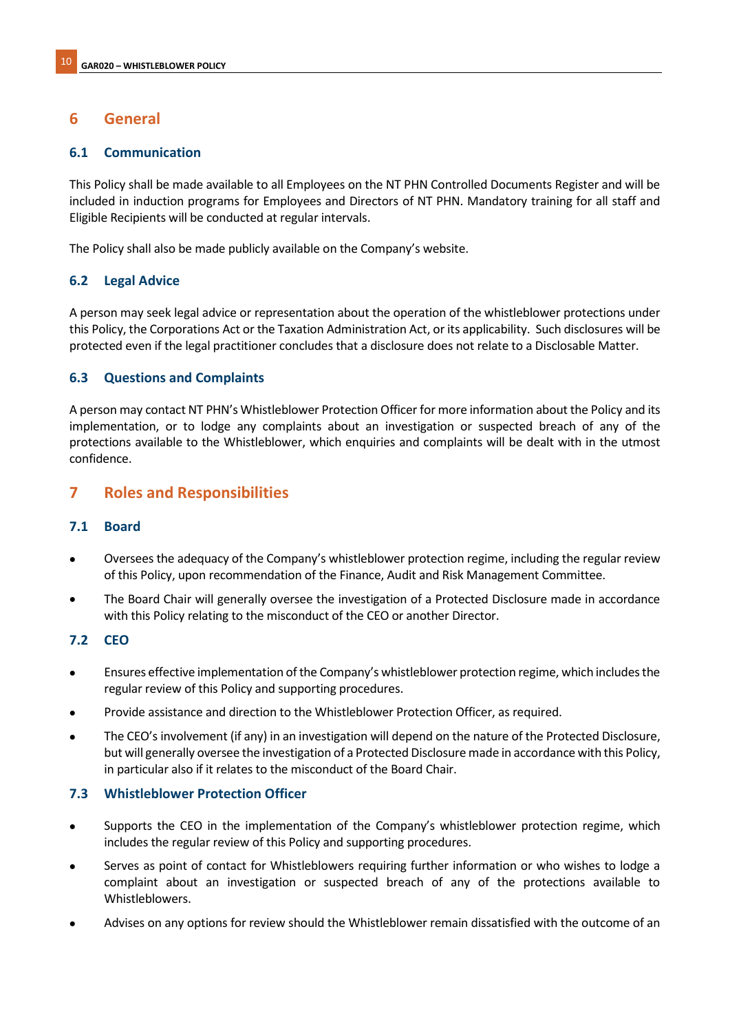## 6 General

### 6.1 Communication

This Policy shall be made available to all Employees on the NT PHN Controlled Documents Register and will be included in induction programs for Employees and Directors of NT PHN. Mandatory training for all staff and Eligible Recipients will be conducted at regular intervals.

The Policy shall also be made publicly available on the Company's website.

### 6.2 Legal Advice

A person may seek legal advice or representation about the operation of the whistleblower protections under this Policy, the Corporations Act or the Taxation Administration Act, or its applicability. Such disclosures will be protected even if the legal practitioner concludes that a disclosure does not relate to a Disclosable Matter.

### 6.3 Questions and Complaints

A person may contact NT PHN's Whistleblower Protection Officer for more information about the Policy and its implementation, or to lodge any complaints about an investigation or suspected breach of any of the protections available to the Whistleblower, which enquiries and complaints will be dealt with in the utmost confidence.

## 7 Roles and Responsibilities

### 7.1 Board

- Oversees the adequacy of the Company's whistleblower protection regime, including the regular review of this Policy, upon recommendation of the Finance, Audit and Risk Management Committee.
- The Board Chair will generally oversee the investigation of a Protected Disclosure made in accordance with this Policy relating to the misconduct of the CEO or another Director.

### 7.2 CEO

- Ensures effective implementation of the Company's whistleblower protection regime, which includes the regular review of this Policy and supporting procedures.
- Provide assistance and direction to the Whistleblower Protection Officer, as required.
- The CEO's involvement (if any) in an investigation will depend on the nature of the Protected Disclosure, but will generally oversee the investigation of a Protected Disclosure made in accordance with this Policy, in particular also if it relates to the misconduct of the Board Chair.

### 7.3 Whistleblower Protection Officer

- Supports the CEO in the implementation of the Company's whistleblower protection regime, which includes the regular review of this Policy and supporting procedures.
- Serves as point of contact for Whistleblowers requiring further information or who wishes to lodge a complaint about an investigation or suspected breach of any of the protections available to Whistleblowers.
- Advises on any options for review should the Whistleblower remain dissatisfied with the outcome of an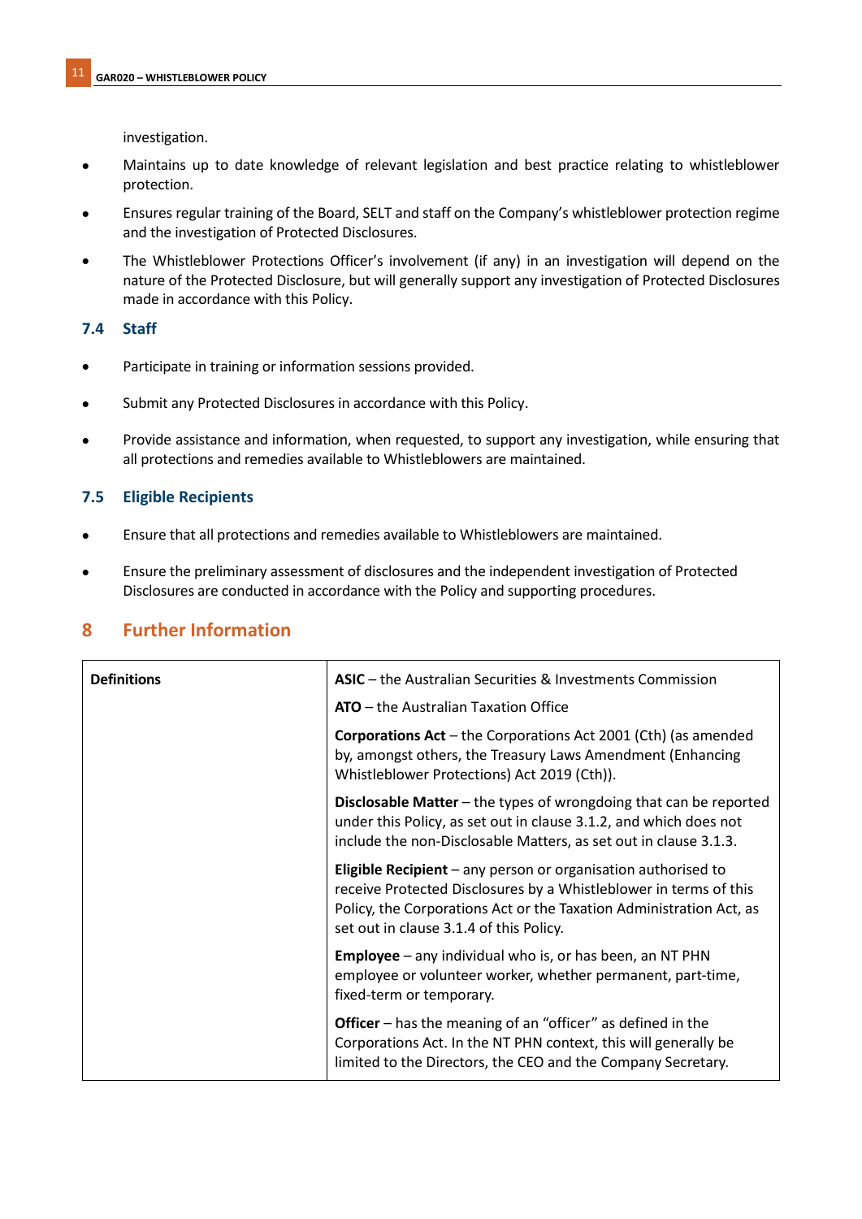investigation.

- Maintains up to date knowledge of relevant legislation and best practice relating to whistleblower protection.
- Ensures regular training of the Board, SELT and staff on the Company's whistleblower protection regime and the investigation of Protected Disclosures.
- The Whistleblower Protections Officer's involvement (if any) in an investigation will depend on the nature of the Protected Disclosure, but will generally support any investigation of Protected Disclosures made in accordance with this Policy.

### 7.4 Staff

- Participate in training or information sessions provided.
- Submit any Protected Disclosures in accordance with this Policy.
- Provide assistance and information, when requested, to support any investigation, while ensuring that all protections and remedies available to Whistleblowers are maintained.

### 7.5 Eligible Recipients

- Ensure that all protections and remedies available to Whistleblowers are maintained.
- Ensure the preliminary assessment of disclosures and the independent investigation of Protected Disclosures are conducted in accordance with the Policy and supporting procedures.

## 8 Further Information

| **Definitions** | **ASIC** – the Australian Securities & Investments Commission<br><br>**ATO** – the Australian Taxation Office<br><br>**Corporations Act** – the Corporations Act 2001 (Cth) (as amended by, amongst others, the Treasury Laws Amendment (Enhancing Whistleblower Protections) Act 2019 (Cth)).<br><br>**Disclosable Matter** – the types of wrongdoing that can be reported under this Policy, as set out in clause 3.1.2, and which does not include the non-Disclosable Matters, as set out in clause 3.1.3.<br><br>**Eligible Recipient** – any person or organisation authorised to receive Protected Disclosures by a Whistleblower in terms of this Policy, the Corporations Act or the Taxation Administration Act, as set out in clause 3.1.4 of this Policy.<br><br>**Employee** – any individual who is, or has been, an NT PHN employee or volunteer worker, whether permanent, part-time, fixed-term or temporary.<br><br>**Officer** – has the meaning of an "officer" as defined in the Corporations Act. In the NT PHN context, this will generally be limited to the Directors, the CEO and the Company Secretary. |
|---|---|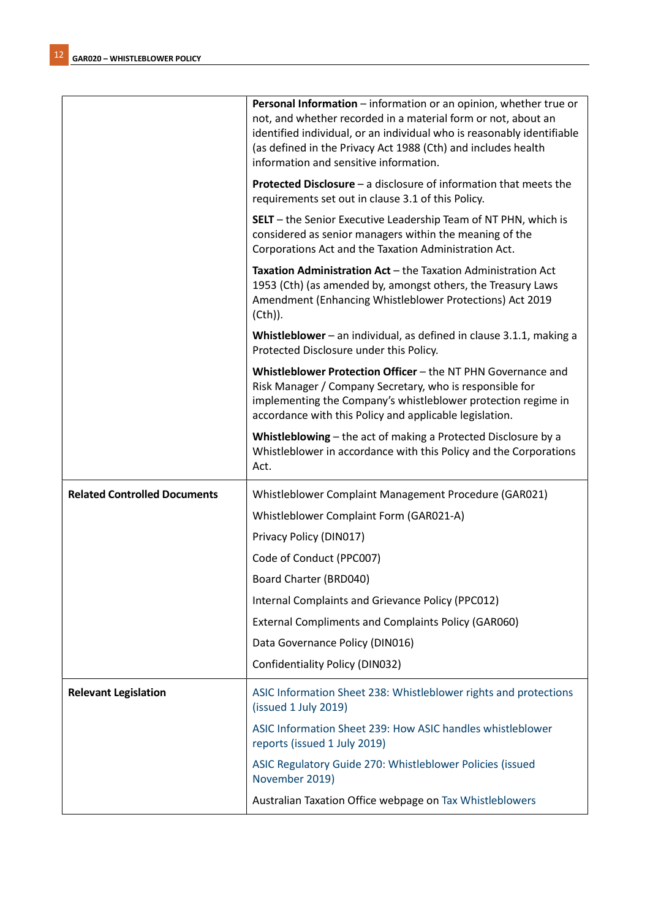| | |
|---|---|
| | **Personal Information** – information or an opinion, whether true or not, and whether recorded in a material form or not, about an identified individual, or an individual who is reasonably identifiable (as defined in the Privacy Act 1988 (Cth) and includes health information and sensitive information.<br><br>**Protected Disclosure** – a disclosure of information that meets the requirements set out in clause 3.1 of this Policy.<br><br>**SELT** – the Senior Executive Leadership Team of NT PHN, which is considered as senior managers within the meaning of the Corporations Act and the Taxation Administration Act.<br><br>**Taxation Administration Act** – the Taxation Administration Act 1953 (Cth) (as amended by, amongst others, the Treasury Laws Amendment (Enhancing Whistleblower Protections) Act 2019 (Cth)).<br><br>**Whistleblower** – an individual, as defined in clause 3.1.1, making a Protected Disclosure under this Policy.<br><br>**Whistleblower Protection Officer** – the NT PHN Governance and Risk Manager / Company Secretary, who is responsible for implementing the Company's whistleblower protection regime in accordance with this Policy and applicable legislation.<br><br>**Whistleblowing** – the act of making a Protected Disclosure by a Whistleblower in accordance with this Policy and the Corporations Act. |
| **Related Controlled Documents** | Whistleblower Complaint Management Procedure (GAR021)<br><br>Whistleblower Complaint Form (GAR021-A)<br><br>Privacy Policy (DIN017)<br><br>Code of Conduct (PPC007)<br><br>Board Charter (BRD040)<br><br>Internal Complaints and Grievance Policy (PPC012)<br><br>External Compliments and Complaints Policy (GAR060)<br><br>Data Governance Policy (DIN016)<br><br>Confidentiality Policy (DIN032) |
| **Relevant Legislation** | ASIC Information Sheet 238: Whistleblower rights and protections (issued 1 July 2019)<br><br>ASIC Information Sheet 239: How ASIC handles whistleblower reports (issued 1 July 2019)<br><br>ASIC Regulatory Guide 270: Whistleblower Policies (issued November 2019)<br><br>Australian Taxation Office webpage on Tax Whistleblowers |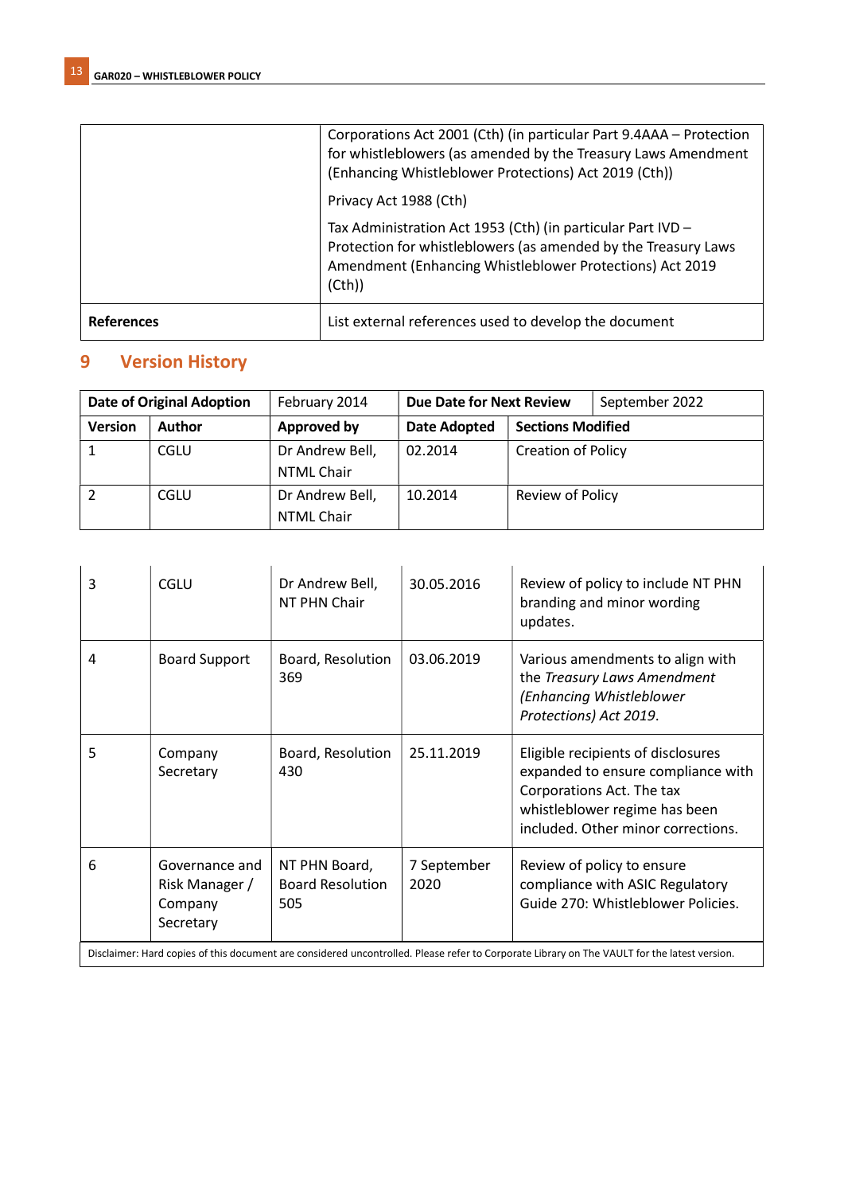| | |
|---|---|
| | Corporations Act 2001 (Cth) (in particular Part 9.4AAA – Protection for whistleblowers (as amended by the Treasury Laws Amendment (Enhancing Whistleblower Protections) Act 2019 (Cth))<br><br>Privacy Act 1988 (Cth)<br><br>Tax Administration Act 1953 (Cth) (in particular Part IVD – Protection for whistleblowers (as amended by the Treasury Laws Amendment (Enhancing Whistleblower Protections) Act 2019 (Cth)) |
| **References** | List external references used to develop the document |

## 9 Version History

| **Date of Original Adoption** | | February 2014 | **Due Date for Next Review** | September 2022 |
|---|---|---|---|---|
| **Version** | **Author** | **Approved by** | **Date Adopted** | **Sections Modified** |
| 1 | CGLU | Dr Andrew Bell, NTML Chair | 02.2014 | Creation of Policy |
| 2 | CGLU | Dr Andrew Bell, NTML Chair | 10.2014 | Review of Policy |
| 3 | CGLU | Dr Andrew Bell, NT PHN Chair | 30.05.2016 | Review of policy to include NT PHN branding and minor wording updates. |
| 4 | Board Support | Board, Resolution 369 | 03.06.2019 | Various amendments to align with the *Treasury Laws Amendment (Enhancing Whistleblower Protections) Act 2019*. |
| 5 | Company Secretary | Board, Resolution 430 | 25.11.2019 | Eligible recipients of disclosures expanded to ensure compliance with Corporations Act. The tax whistleblower regime has been included. Other minor corrections. |
| 6 | Governance and Risk Manager / Company Secretary | NT PHN Board, Board Resolution 505 | 7 September 2020 | Review of policy to ensure compliance with ASIC Regulatory Guide 270: Whistleblower Policies. |

Disclaimer: Hard copies of this document are considered uncontrolled. Please refer to Corporate Library on The VAULT for the latest version.